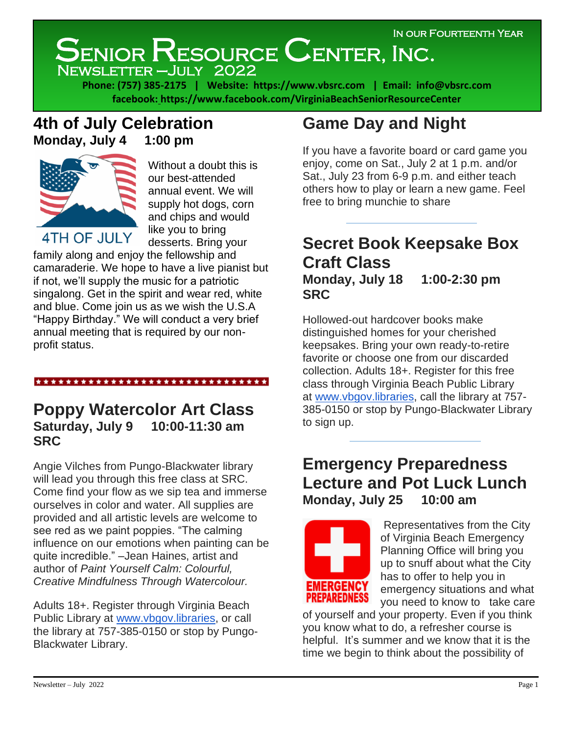IN OUR FOURTEENTH YEAR

# SENIOR RESOURCE CENTER, INC.

NEWSLETTER – JULY 2022

**Phone: (757) 385-2175 | Website: https://www.vbsrc.com | Email: info@vbsrc.com**
**facebook: https://www.facebook.com/VirginiaBeachSeniorResourceCenter**

## 4th of July Celebration

**Monday, July 4 1:00 pm**

4TH OF JULY

Without a doubt this is our best-attended annual event. We will supply hot dogs, corn and chips and would like you to bring desserts. Bring your family along and enjoy the fellowship and camaraderie. We hope to have a live pianist but if not, we'll supply the music for a patriotic singalong. Get in the spirit and wear red, white and blue. Come join us as we wish the U.S.A "Happy Birthday." We will conduct a very brief annual meeting that is required by our non-profit status.

## Poppy Watercolor Art Class

**Saturday, July 9 10:00-11:30 am**
**SRC**

Angie Vilches from Pungo-Blackwater library will lead you through this free class at SRC. Come find your flow as we sip tea and immerse ourselves in color and water. All supplies are provided and all artistic levels are welcome to see red as we paint poppies. "The calming influence on our emotions when painting can be quite incredible." –Jean Haines, artist and author of *Paint Yourself Calm: Colourful, Creative Mindfulness Through Watercolour.*

Adults 18+. Register through Virginia Beach Public Library at www.vbgov.libraries, or call the library at 757-385-0150 or stop by Pungo-Blackwater Library.

## Game Day and Night

If you have a favorite board or card game you enjoy, come on Sat., July 2 at 1 p.m. and/or Sat., July 23 from 6-9 p.m. and either teach others how to play or learn a new game. Feel free to bring munchie to share

## Secret Book Keepsake Box Craft Class

**Monday, July 18 1:00-2:30 pm**
**SRC**

Hollowed-out hardcover books make distinguished homes for your cherished keepsakes. Bring your own ready-to-retire favorite or choose one from our discarded collection. Adults 18+. Register for this free class through Virginia Beach Public Library at www.vbgov.libraries, call the library at 757-385-0150 or stop by Pungo-Blackwater Library to sign up.

## Emergency Preparedness Lecture and Pot Luck Lunch

**Monday, July 25 10:00 am**

EMERGENCY PREPAREDNESS

Representatives from the City of Virginia Beach Emergency Planning Office will bring you up to snuff about what the City has to offer to help you in emergency situations and what you need to know to take care of yourself and your property. Even if you think you know what to do, a refresher course is helpful. It's summer and we know that it is the time we begin to think about the possibility of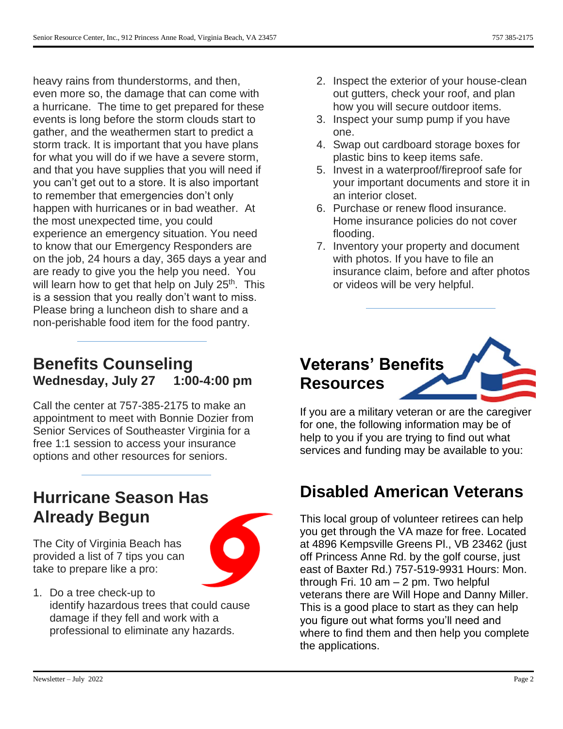heavy rains from thunderstorms, and then, even more so, the damage that can come with a hurricane. The time to get prepared for these events is long before the storm clouds start to gather, and the weathermen start to predict a storm track. It is important that you have plans for what you will do if we have a severe storm, and that you have supplies that you will need if you can't get out to a store. It is also important to remember that emergencies don't only happen with hurricanes or in bad weather. At the most unexpected time, you could experience an emergency situation. You need to know that our Emergency Responders are on the job, 24 hours a day, 365 days a year and are ready to give you the help you need. You will learn how to get that help on July 25th. This is a session that you really don't want to miss. Please bring a luncheon dish to share and a non-perishable food item for the food pantry.

---

## Benefits Counseling

**Wednesday, July 27 1:00-4:00 pm**

Call the center at 757-385-2175 to make an appointment to meet with Bonnie Dozier from Senior Services of Southeaster Virginia for a free 1:1 session to access your insurance options and other resources for seniors.

---

## Hurricane Season Has Already Begun

The City of Virginia Beach has provided a list of 7 tips you can take to prepare like a pro:

1. Do a tree check-up to identify hazardous trees that could cause damage if they fell and work with a professional to eliminate any hazards.
2. Inspect the exterior of your house-clean out gutters, check your roof, and plan how you will secure outdoor items.
3. Inspect your sump pump if you have one.
4. Swap out cardboard storage boxes for plastic bins to keep items safe.
5. Invest in a waterproof/fireproof safe for your important documents and store it in an interior closet.
6. Purchase or renew flood insurance. Home insurance policies do not cover flooding.
7. Inventory your property and document with photos. If you have to file an insurance claim, before and after photos or videos will be very helpful.

---

## Veterans' Benefits Resources

If you are a military veteran or are the caregiver for one, the following information may be of help to you if you are trying to find out what services and funding may be available to you:

## Disabled American Veterans

This local group of volunteer retirees can help you get through the VA maze for free. Located at 4896 Kempsville Greens Pl., VB 23462 (just off Princess Anne Rd. by the golf course, just east of Baxter Rd.) 757-519-9931 Hours: Mon. through Fri. 10 am – 2 pm. Two helpful veterans there are Will Hope and Danny Miller. This is a good place to start as they can help you figure out what forms you'll need and where to find them and then help you complete the applications.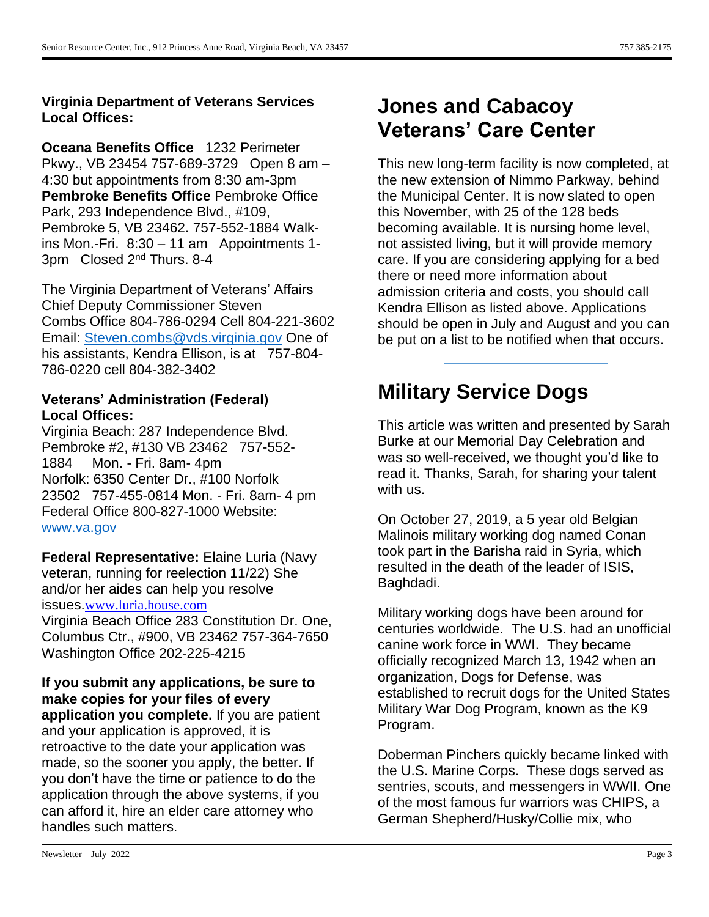**Virginia Department of Veterans Services Local Offices:**

**Oceana Benefits Office** 1232 Perimeter Pkwy., VB 23454 757-689-3729 Open 8 am – 4:30 but appointments from 8:30 am-3pm
**Pembroke Benefits Office** Pembroke Office Park, 293 Independence Blvd., #109, Pembroke 5, VB 23462. 757-552-1884 Walk-ins Mon.-Fri. 8:30 – 11 am Appointments 1-3pm Closed 2nd Thurs. 8-4

The Virginia Department of Veterans' Affairs Chief Deputy Commissioner Steven Combs Office 804-786-0294 Cell 804-221-3602 Email: Steven.combs@vds.virginia.gov One of his assistants, Kendra Ellison, is at 757-804-786-0220 cell 804-382-3402

**Veterans' Administration (Federal) Local Offices:**
Virginia Beach: 287 Independence Blvd. Pembroke #2, #130 VB 23462 757-552-1884 Mon. - Fri. 8am- 4pm
Norfolk: 6350 Center Dr., #100 Norfolk 23502 757-455-0814 Mon. - Fri. 8am- 4 pm
Federal Office 800-827-1000 Website: www.va.gov

**Federal Representative:** Elaine Luria (Navy veteran, running for reelection 11/22) She and/or her aides can help you resolve issues. www.luria.house.com
Virginia Beach Office 283 Constitution Dr. One, Columbus Ctr., #900, VB 23462 757-364-7650
Washington Office 202-225-4215

**If you submit any applications, be sure to make copies for your files of every application you complete.** If you are patient and your application is approved, it is retroactive to the date your application was made, so the sooner you apply, the better. If you don't have the time or patience to do the application through the above systems, if you can afford it, hire an elder care attorney who handles such matters.

# Jones and Cabacoy Veterans' Care Center

This new long-term facility is now completed, at the new extension of Nimmo Parkway, behind the Municipal Center. It is now slated to open this November, with 25 of the 128 beds becoming available. It is nursing home level, not assisted living, but it will provide memory care. If you are considering applying for a bed there or need more information about admission criteria and costs, you should call Kendra Ellison as listed above. Applications should be open in July and August and you can be put on a list to be notified when that occurs.

---

# Military Service Dogs

This article was written and presented by Sarah Burke at our Memorial Day Celebration and was so well-received, we thought you'd like to read it. Thanks, Sarah, for sharing your talent with us.

On October 27, 2019, a 5 year old Belgian Malinois military working dog named Conan took part in the Barisha raid in Syria, which resulted in the death of the leader of ISIS, Baghdadi.

Military working dogs have been around for centuries worldwide. The U.S. had an unofficial canine work force in WWI. They became officially recognized March 13, 1942 when an organization, Dogs for Defense, was established to recruit dogs for the United States Military War Dog Program, known as the K9 Program.

Doberman Pinchers quickly became linked with the U.S. Marine Corps. These dogs served as sentries, scouts, and messengers in WWII. One of the most famous fur warriors was CHIPS, a German Shepherd/Husky/Collie mix, who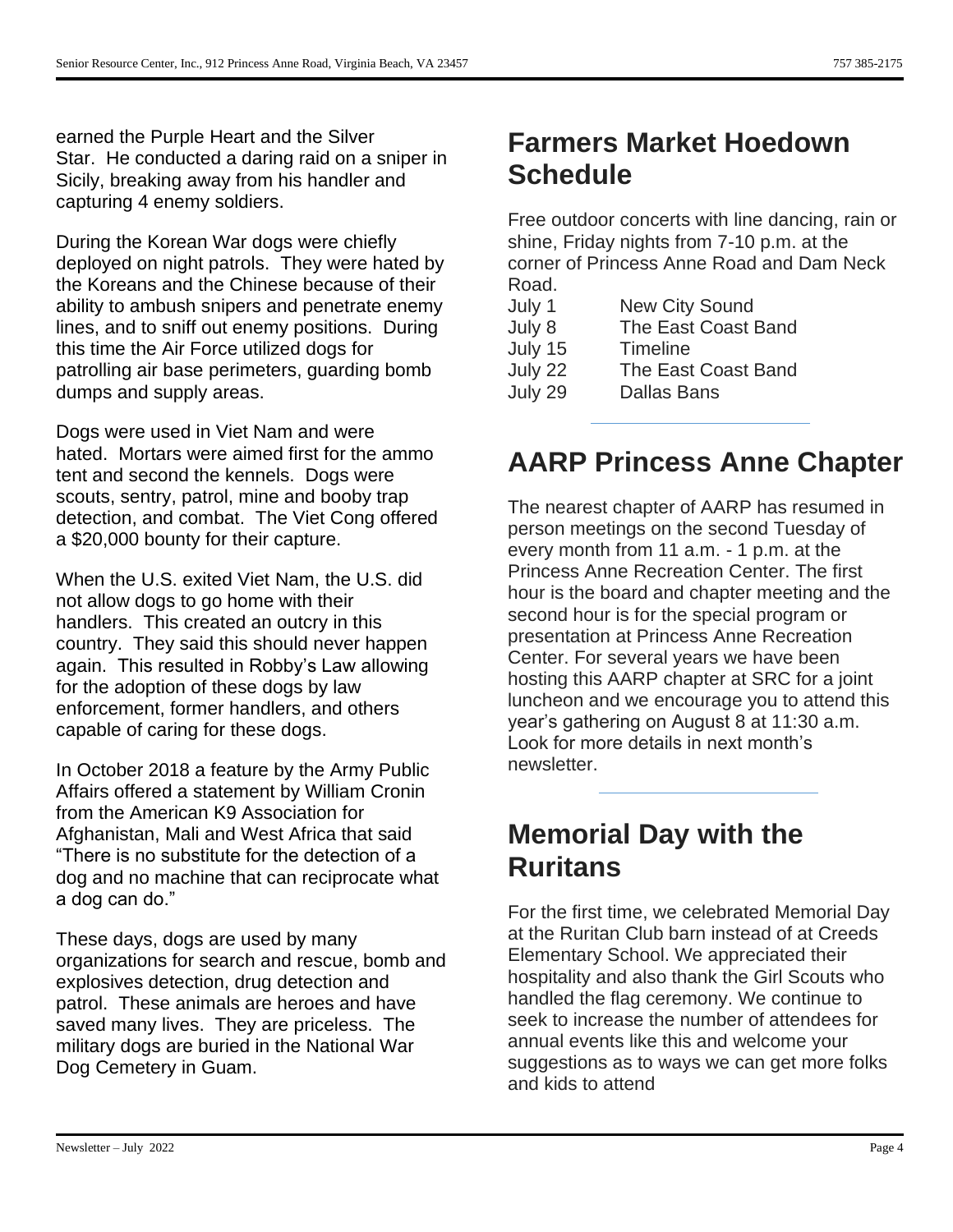earned the Purple Heart and the Silver Star. He conducted a daring raid on a sniper in Sicily, breaking away from his handler and capturing 4 enemy soldiers.

During the Korean War dogs were chiefly deployed on night patrols. They were hated by the Koreans and the Chinese because of their ability to ambush snipers and penetrate enemy lines, and to sniff out enemy positions. During this time the Air Force utilized dogs for patrolling air base perimeters, guarding bomb dumps and supply areas.

Dogs were used in Viet Nam and were hated. Mortars were aimed first for the ammo tent and second the kennels. Dogs were scouts, sentry, patrol, mine and booby trap detection, and combat. The Viet Cong offered a $20,000 bounty for their capture.

When the U.S. exited Viet Nam, the U.S. did not allow dogs to go home with their handlers. This created an outcry in this country. They said this should never happen again. This resulted in Robby's Law allowing for the adoption of these dogs by law enforcement, former handlers, and others capable of caring for these dogs.

In October 2018 a feature by the Army Public Affairs offered a statement by William Cronin from the American K9 Association for Afghanistan, Mali and West Africa that said "There is no substitute for the detection of a dog and no machine that can reciprocate what a dog can do."

These days, dogs are used by many organizations for search and rescue, bomb and explosives detection, drug detection and patrol. These animals are heroes and have saved many lives. They are priceless. The military dogs are buried in the National War Dog Cemetery in Guam.

# Farmers Market Hoedown Schedule

Free outdoor concerts with line dancing, rain or shine, Friday nights from 7-10 p.m. at the corner of Princess Anne Road and Dam Neck Road.

| | |
|---|---|
| July 1 | New City Sound |
| July 8 | The East Coast Band |
| July 15 | Timeline |
| July 22 | The East Coast Band |
| July 29 | Dallas Bans |

# AARP Princess Anne Chapter

The nearest chapter of AARP has resumed in person meetings on the second Tuesday of every month from 11 a.m. - 1 p.m. at the Princess Anne Recreation Center. The first hour is the board and chapter meeting and the second hour is for the special program or presentation at Princess Anne Recreation Center. For several years we have been hosting this AARP chapter at SRC for a joint luncheon and we encourage you to attend this year's gathering on August 8 at 11:30 a.m. Look for more details in next month's newsletter.

# Memorial Day with the Ruritans

For the first time, we celebrated Memorial Day at the Ruritan Club barn instead of at Creeds Elementary School. We appreciated their hospitality and also thank the Girl Scouts who handled the flag ceremony. We continue to seek to increase the number of attendees for annual events like this and welcome your suggestions as to ways we can get more folks and kids to attend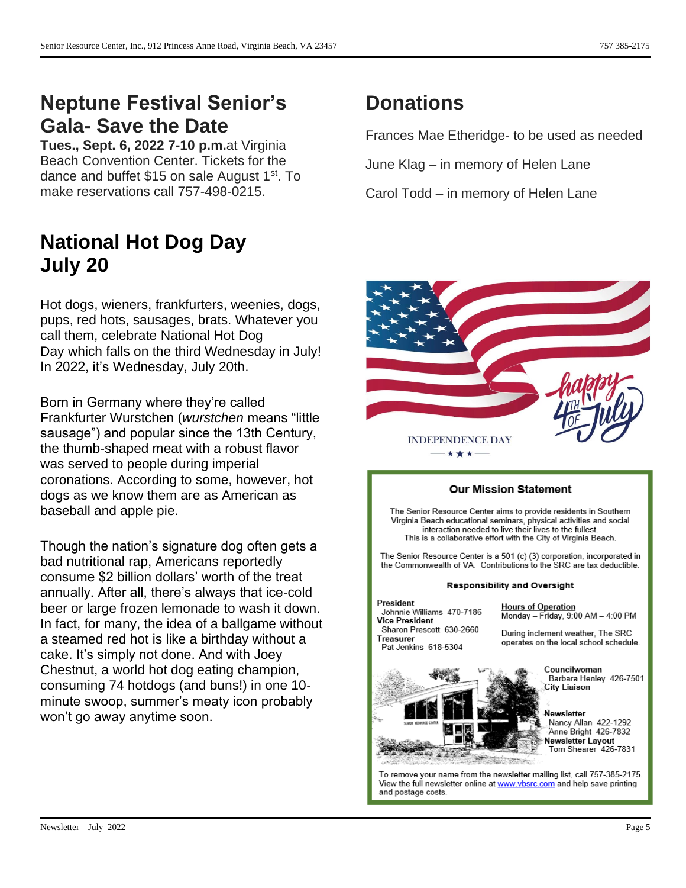## Neptune Festival Senior's Gala- Save the Date

**Tues., Sept. 6, 2022 7-10 p.m.** at Virginia Beach Convention Center. Tickets for the dance and buffet $15 on sale August 1st. To make reservations call 757-498-0215.

---

## National Hot Dog Day July 20

Hot dogs, wieners, frankfurters, weenies, dogs, pups, red hots, sausages, brats. Whatever you call them, celebrate National Hot Dog Day which falls on the third Wednesday in July! In 2022, it's Wednesday, July 20th.

Born in Germany where they're called Frankfurter Wurstchen (*wurstchen* means "little sausage") and popular since the 13th Century, the thumb-shaped meat with a robust flavor was served to people during imperial coronations. According to some, however, hot dogs as we know them are as American as baseball and apple pie.

Though the nation's signature dog often gets a bad nutritional rap, Americans reportedly consume $2 billion dollars' worth of the treat annually. After all, there's always that ice-cold beer or large frozen lemonade to wash it down. In fact, for many, the idea of a ballgame without a steamed red hot is like a birthday without a cake. It's simply not done. And with Joey Chestnut, a world hot dog eating champion, consuming 74 hotdogs (and buns!) in one 10-minute swoop, summer's meaty icon probably won't go away anytime soon.

## Donations

Frances Mae Etheridge- to be used as needed

June Klag – in memory of Helen Lane

Carol Todd – in memory of Helen Lane

happy 4th of July

INDEPENDENCE DAY

### Our Mission Statement

The Senior Resource Center aims to provide residents in Southern Virginia Beach educational seminars, physical activities and social interaction needed to live their lives to the fullest.
This is a collaborative effort with the City of Virginia Beach.

The Senior Resource Center is a 501 (c) (3) corporation, incorporated in the Commonwealth of VA. Contributions to the SRC are tax deductible.

### Responsibility and Oversight

**President**
Johnnie Williams 470-7186
**Vice President**
Sharon Prescott 630-2660
**Treasurer**
Pat Jenkins 618-5304

**Hours of Operation**
Monday – Friday, 9:00 AM – 4:00 PM

During inclement weather, The SRC operates on the local school schedule.

**Councilwoman**
Barbara Henley 426-7501
**City Liaison**

**Newsletter**
Nancy Allan 422-1292
Anne Bright 426-7832
**Newsletter Layout**
Tom Shearer 426-7831

To remove your name from the newsletter mailing list, call 757-385-2175. View the full newsletter online at www.vbsrc.com and help save printing and postage costs.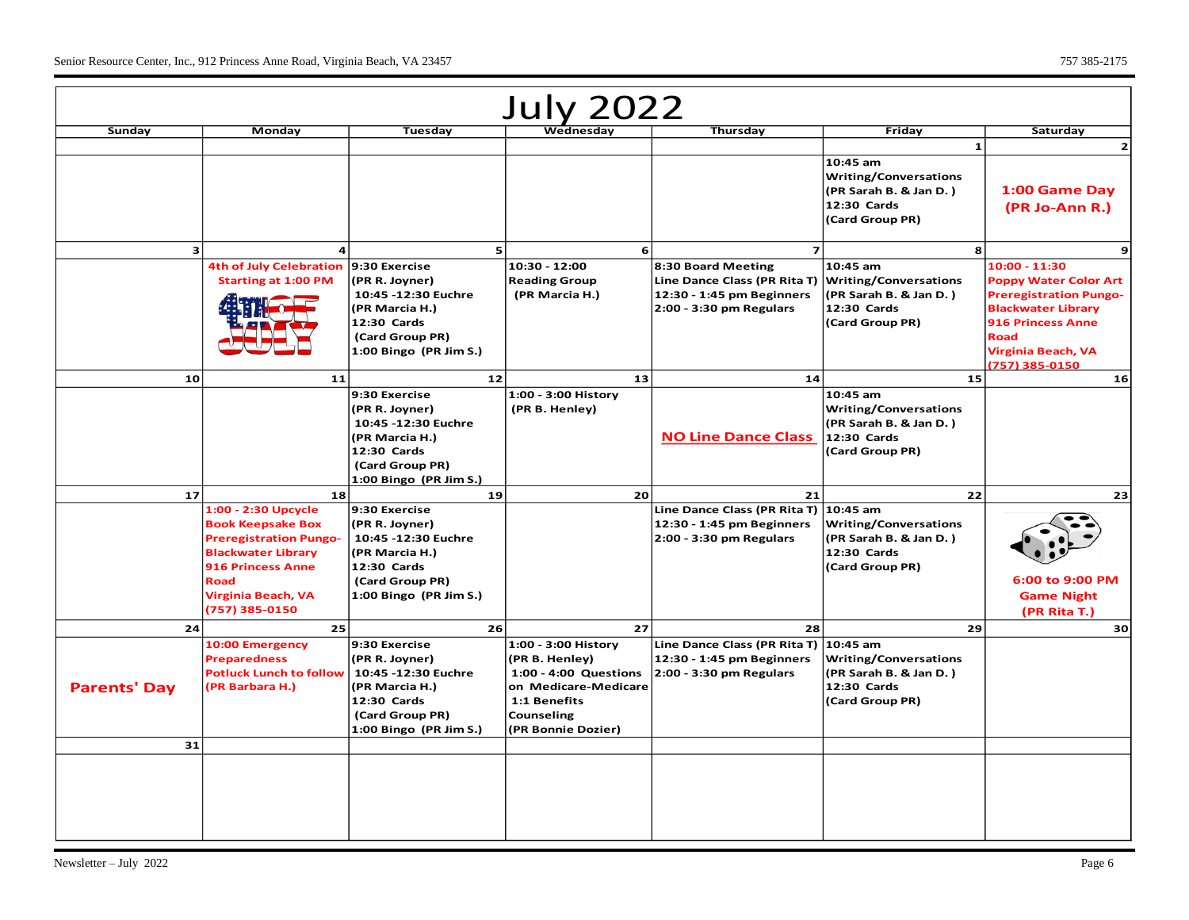# July 2022

| Sunday | Monday | Tuesday | Wednesday | Thursday | Friday | Saturday |
|---|---|---|---|---|---|---|
| | | | | | 1 | 2 |
| | | | | | 10:45 am Writing/Conversations (PR Sarah B. & Jan D. ) 12:30 Cards (Card Group PR) | 1:00 Game Day (PR Jo-Ann R.) |
| 3 | 4 | 5 | 6 | 7 | 8 | 9 |
| | 4th of July Celebration Starting at 1:00 PM | 9:30 Exercise (PR R. Joyner) 10:45 -12:30 Euchre (PR Marcia H.) 12:30 Cards (Card Group PR) 1:00 Bingo (PR Jim S.) | 10:30 - 12:00 Reading Group (PR Marcia H.) | 8:30 Board Meeting Line Dance Class (PR Rita T) 12:30 - 1:45 pm Beginners 2:00 - 3:30 pm Regulars | 10:45 am Writing/Conversations (PR Sarah B. & Jan D. ) 12:30 Cards (Card Group PR) | 10:00 - 11:30 Poppy Water Color Art Preregistration Pungo-Blackwater Library 916 Princess Anne Road Virginia Beach, VA (757) 385-0150 |
| 10 | 11 | 12 | 13 | 14 | 15 | 16 |
| | | 9:30 Exercise (PR R. Joyner) 10:45 -12:30 Euchre (PR Marcia H.) 12:30 Cards (Card Group PR) 1:00 Bingo (PR Jim S.) | 1:00 - 3:00 History (PR B. Henley) | NO Line Dance Class | 10:45 am Writing/Conversations (PR Sarah B. & Jan D. ) 12:30 Cards (Card Group PR) | |
| 17 | 18 | 19 | 20 | 21 | 22 | 23 |
| | 1:00 - 2:30 Upcycle Book Keepsake Box Preregistration Pungo-Blackwater Library 916 Princess Anne Road Virginia Beach, VA (757) 385-0150 | 9:30 Exercise (PR R. Joyner) 10:45 -12:30 Euchre (PR Marcia H.) 12:30 Cards (Card Group PR) 1:00 Bingo (PR Jim S.) | | Line Dance Class (PR Rita T) 12:30 - 1:45 pm Beginners 2:00 - 3:30 pm Regulars | 10:45 am Writing/Conversations (PR Sarah B. & Jan D. ) 12:30 Cards (Card Group PR) | 6:00 to 9:00 PM Game Night (PR Rita T.) |
| 24 | 25 | 26 | 27 | 28 | 29 | 30 |
| Parents' Day | 10:00 Emergency Preparedness Potluck Lunch to follow (PR Barbara H.) | 9:30 Exercise (PR R. Joyner) 10:45 -12:30 Euchre (PR Marcia H.) 12:30 Cards (Card Group PR) 1:00 Bingo (PR Jim S.) | 1:00 - 3:00 History (PR B. Henley) 1:00 - 4:00 Questions on Medicare-Medicare 1:1 Benefits Counseling (PR Bonnie Dozier) | Line Dance Class (PR Rita T) 12:30 - 1:45 pm Beginners 2:00 - 3:30 pm Regulars | 10:45 am Writing/Conversations (PR Sarah B. & Jan D. ) 12:30 Cards (Card Group PR) | |
| 31 | | | | | | |
| | | | | | | |